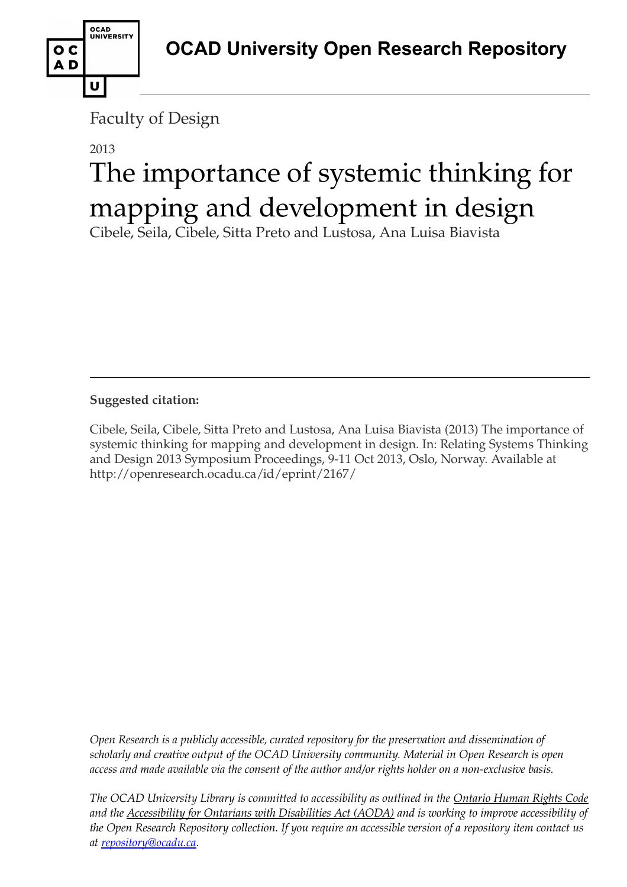OCAD University Open Research Repository

Faculty of Design

2013

# The importance of systemic thinking for mapping and development in design

Cibele, Seila, Cibele, Sitta Preto and Lustosa, Ana Luisa Biavista

---

**Suggested citation:**

Cibele, Seila, Cibele, Sitta Preto and Lustosa, Ana Luisa Biavista (2013) The importance of systemic thinking for mapping and development in design. In: Relating Systems Thinking and Design 2013 Symposium Proceedings, 9-11 Oct 2013, Oslo, Norway. Available at http://openresearch.ocadu.ca/id/eprint/2167/

*Open Research is a publicly accessible, curated repository for the preservation and dissemination of scholarly and creative output of the OCAD University community. Material in Open Research is open access and made available via the consent of the author and/or rights holder on a non-exclusive basis.*

*The OCAD University Library is committed to accessibility as outlined in the Ontario Human Rights Code and the Accessibility for Ontarians with Disabilities Act (AODA) and is working to improve accessibility of the Open Research Repository collection. If you require an accessible version of a repository item contact us at repository@ocadu.ca.*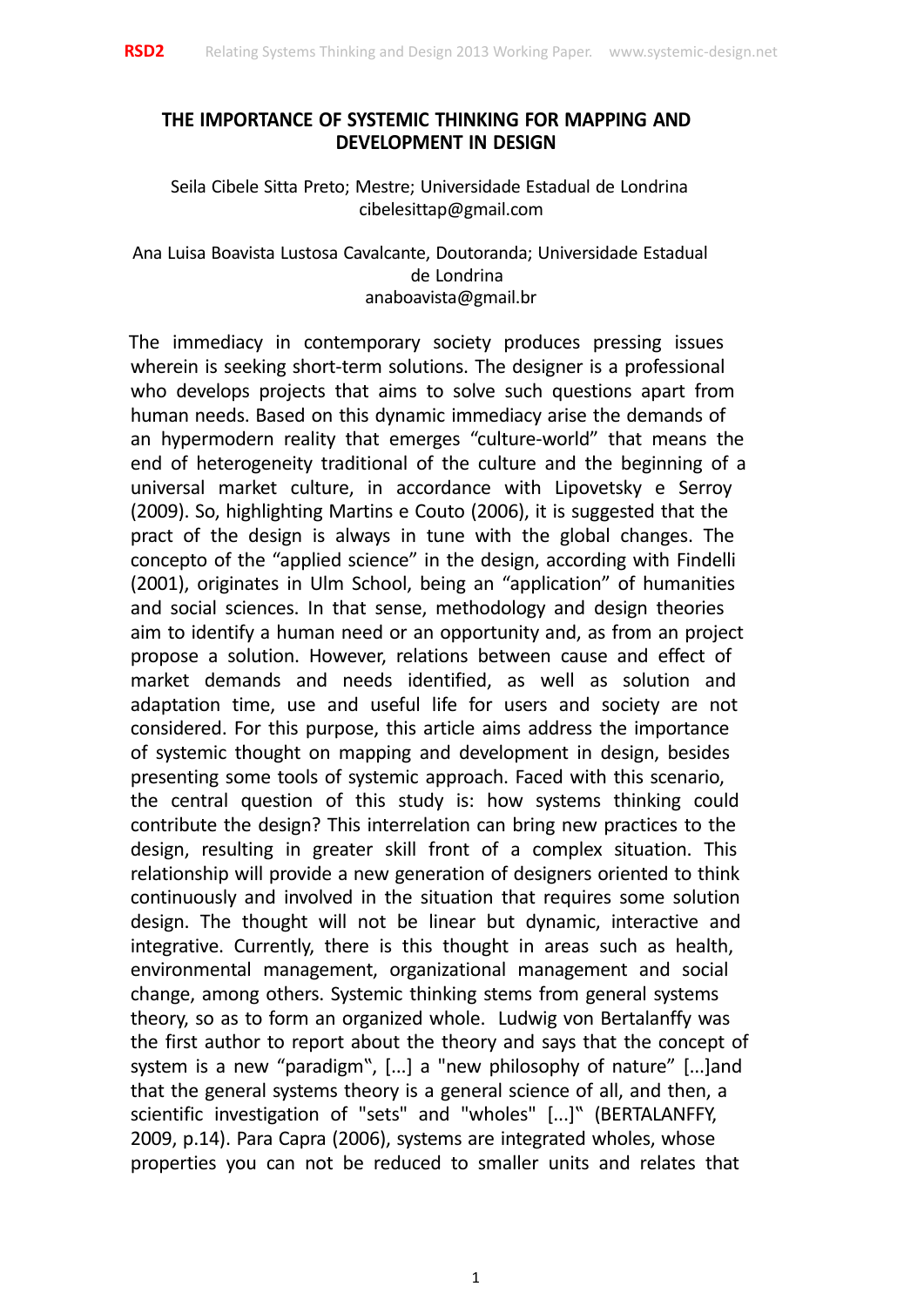# THE IMPORTANCE OF SYSTEMIC THINKING FOR MAPPING AND DEVELOPMENT IN DESIGN

Seila Cibele Sitta Preto; Mestre; Universidade Estadual de Londrina
cibelesittap@gmail.com

Ana Luisa Boavista Lustosa Cavalcante, Doutoranda; Universidade Estadual de Londrina
anaboavista@gmail.br

The immediacy in contemporary society produces pressing issues wherein is seeking short-term solutions. The designer is a professional who develops projects that aims to solve such questions apart from human needs. Based on this dynamic immediacy arise the demands of an hypermodern reality that emerges "culture-world" that means the end of heterogeneity traditional of the culture and the beginning of a universal market culture, in accordance with Lipovetsky e Serroy (2009). So, highlighting Martins e Couto (2006), it is suggested that the pract of the design is always in tune with the global changes. The concepto of the "applied science" in the design, according with Findelli (2001), originates in Ulm School, being an "application" of humanities and social sciences. In that sense, methodology and design theories aim to identify a human need or an opportunity and, as from an project propose a solution. However, relations between cause and effect of market demands and needs identified, as well as solution and adaptation time, use and useful life for users and society are not considered. For this purpose, this article aims address the importance of systemic thought on mapping and development in design, besides presenting some tools of systemic approach. Faced with this scenario, the central question of this study is: how systems thinking could contribute the design? This interrelation can bring new practices to the design, resulting in greater skill front of a complex situation. This relationship will provide a new generation of designers oriented to think continuously and involved in the situation that requires some solution design. The thought will not be linear but dynamic, interactive and integrative. Currently, there is this thought in areas such as health, environmental management, organizational management and social change, among others. Systemic thinking stems from general systems theory, so as to form an organized whole. Ludwig von Bertalanffy was the first author to report about the theory and says that the concept of system is a new "paradigm‟, [...] a "new philosophy of nature" [...]and that the general systems theory is a general science of all, and then, a scientific investigation of "sets" and "wholes" [...]‟ (BERTALANFFY, 2009, p.14). Para Capra (2006), systems are integrated wholes, whose properties you can not be reduced to smaller units and relates that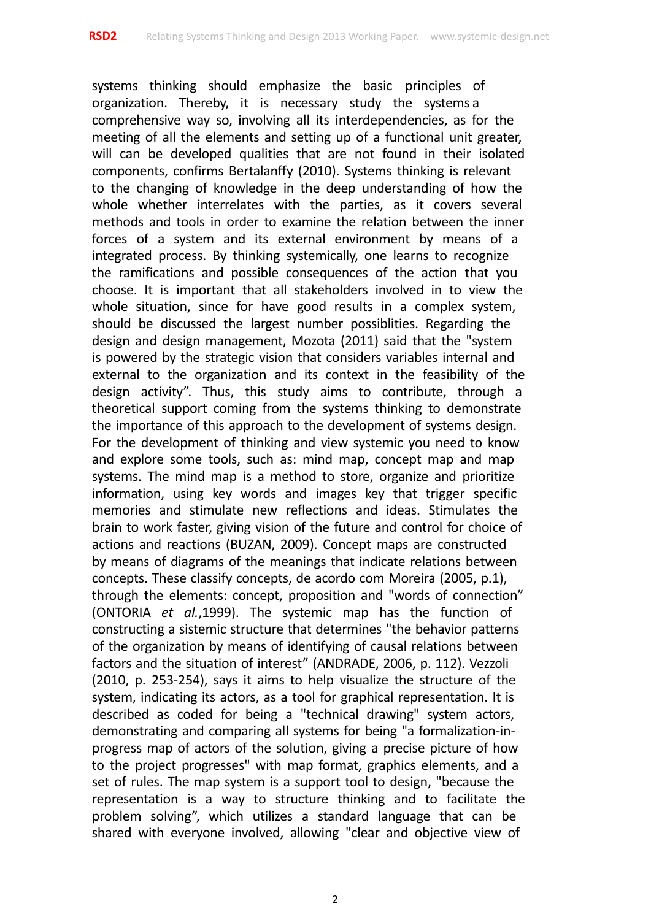systems thinking should emphasize the basic principles of organization. Thereby, it is necessary study the systems a comprehensive way so, involving all its interdependencies, as for the meeting of all the elements and setting up of a functional unit greater, will can be developed qualities that are not found in their isolated components, confirms Bertalanffy (2010). Systems thinking is relevant to the changing of knowledge in the deep understanding of how the whole whether interrelates with the parties, as it covers several methods and tools in order to examine the relation between the inner forces of a system and its external environment by means of a integrated process. By thinking systemically, one learns to recognize the ramifications and possible consequences of the action that you choose. It is important that all stakeholders involved in to view the whole situation, since for have good results in a complex system, should be discussed the largest number possiblities. Regarding the design and design management, Mozota (2011) said that the "system is powered by the strategic vision that considers variables internal and external to the organization and its context in the feasibility of the design activity". Thus, this study aims to contribute, through a theoretical support coming from the systems thinking to demonstrate the importance of this approach to the development of systems design. For the development of thinking and view systemic you need to know and explore some tools, such as: mind map, concept map and map systems. The mind map is a method to store, organize and prioritize information, using key words and images key that trigger specific memories and stimulate new reflections and ideas. Stimulates the brain to work faster, giving vision of the future and control for choice of actions and reactions (BUZAN, 2009). Concept maps are constructed by means of diagrams of the meanings that indicate relations between concepts. These classify concepts, de acordo com Moreira (2005, p.1), through the elements: concept, proposition and "words of connection" (ONTORIA *et al.*,1999). The systemic map has the function of constructing a sistemic structure that determines "the behavior patterns of the organization by means of identifying of causal relations between factors and the situation of interest" (ANDRADE, 2006, p. 112). Vezzoli (2010, p. 253-254), says it aims to help visualize the structure of the system, indicating its actors, as a tool for graphical representation. It is described as coded for being a "technical drawing" system actors, demonstrating and comparing all systems for being "a formalization-in-progress map of actors of the solution, giving a precise picture of how to the project progresses" with map format, graphics elements, and a set of rules. The map system is a support tool to design, "because the representation is a way to structure thinking and to facilitate the problem solving", which utilizes a standard language that can be shared with everyone involved, allowing "clear and objective view of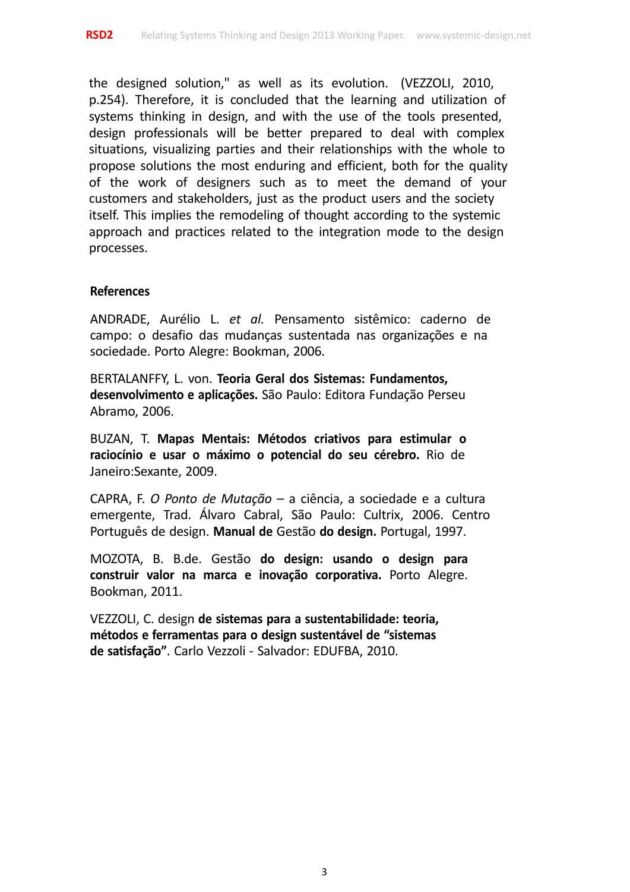the designed solution," as well as its evolution. (VEZZOLI, 2010, p.254). Therefore, it is concluded that the learning and utilization of systems thinking in design, and with the use of the tools presented, design professionals will be better prepared to deal with complex situations, visualizing parties and their relationships with the whole to propose solutions the most enduring and efficient, both for the quality of the work of designers such as to meet the demand of your customers and stakeholders, just as the product users and the society itself. This implies the remodeling of thought according to the systemic approach and practices related to the integration mode to the design processes.

## References

ANDRADE, Aurélio L. *et al.* Pensamento sistêmico: caderno de campo: o desafio das mudanças sustentada nas organizações e na sociedade. Porto Alegre: Bookman, 2006.

BERTALANFFY, L. von. **Teoria Geral dos Sistemas: Fundamentos, desenvolvimento e aplicações.** São Paulo: Editora Fundação Perseu Abramo, 2006.

BUZAN, T. **Mapas Mentais: Métodos criativos para estimular o raciocínio e usar o máximo o potencial do seu cérebro.** Rio de Janeiro:Sexante, 2009.

CAPRA, F. *O Ponto de Mutação* – a ciência, a sociedade e a cultura emergente, Trad. Álvaro Cabral, São Paulo: Cultrix, 2006. Centro Português de design. **Manual de** Gestão **do design.** Portugal, 1997.

MOZOTA, B. B.de. Gestão **do design: usando o design para construir valor na marca e inovação corporativa.** Porto Alegre. Bookman, 2011.

VEZZOLI, C. design **de sistemas para a sustentabilidade: teoria, métodos e ferramentas para o design sustentável de "sistemas de satisfação"**. Carlo Vezzoli - Salvador: EDUFBA, 2010.